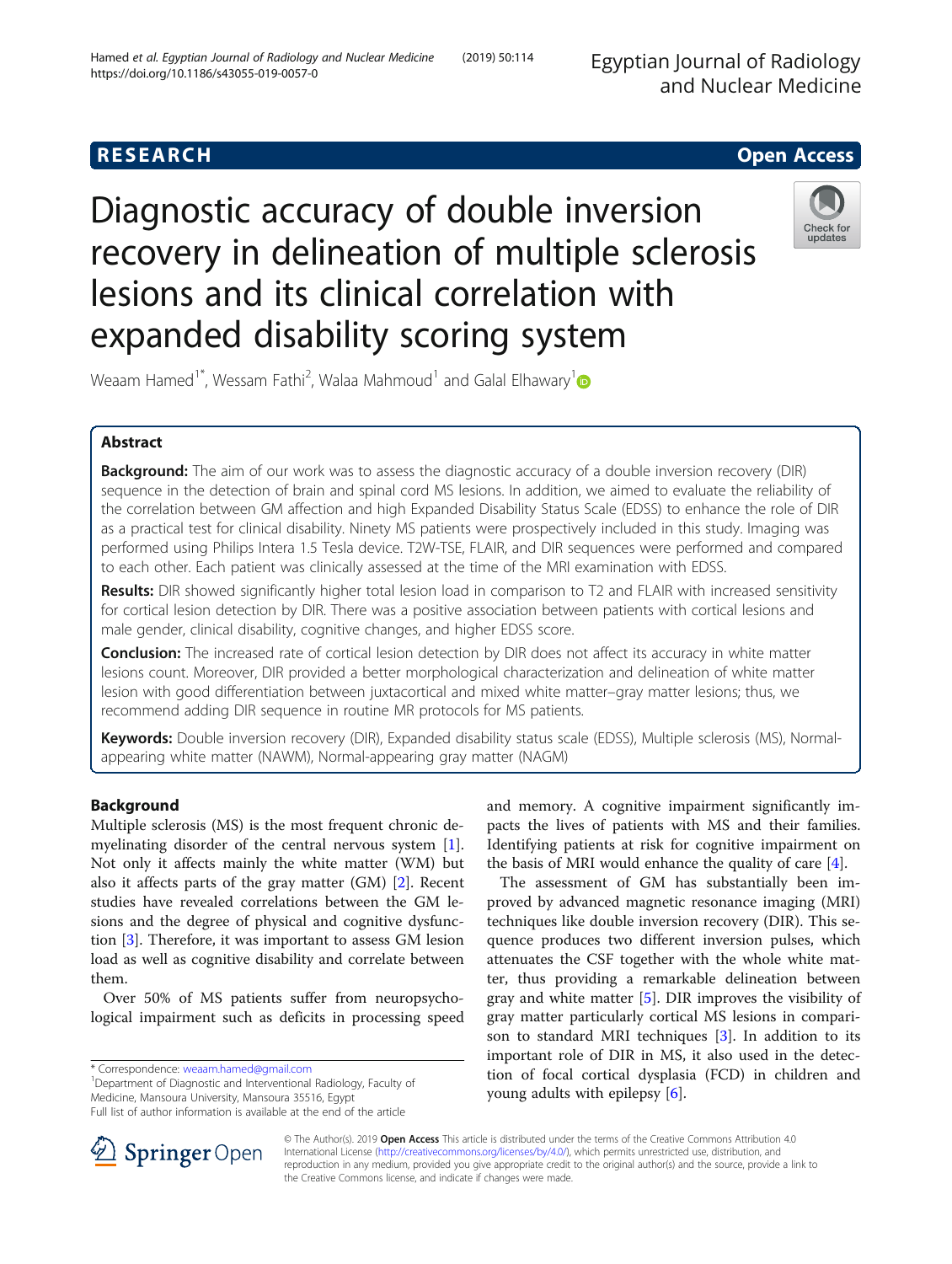**RESEARCH** **Open Access**

# Diagnostic accuracy of double inversion recovery in delineation of multiple sclerosis lesions and its clinical correlation with expanded disability scoring system

Weaam Hamed[1*], Wessam Fathi[2], Walaa Mahmoud[1] and Galal Elhawary[1]

## Abstract

**Background:** The aim of our work was to assess the diagnostic accuracy of a double inversion recovery (DIR) sequence in the detection of brain and spinal cord MS lesions. In addition, we aimed to evaluate the reliability of the correlation between GM affection and high Expanded Disability Status Scale (EDSS) to enhance the role of DIR as a practical test for clinical disability. Ninety MS patients were prospectively included in this study. Imaging was performed using Philips Intera 1.5 Tesla device. T2W-TSE, FLAIR, and DIR sequences were performed and compared to each other. Each patient was clinically assessed at the time of the MRI examination with EDSS.

**Results:** DIR showed significantly higher total lesion load in comparison to T2 and FLAIR with increased sensitivity for cortical lesion detection by DIR. There was a positive association between patients with cortical lesions and male gender, clinical disability, cognitive changes, and higher EDSS score.

**Conclusion:** The increased rate of cortical lesion detection by DIR does not affect its accuracy in white matter lesions count. Moreover, DIR provided a better morphological characterization and delineation of white matter lesion with good differentiation between juxtacortical and mixed white matter–gray matter lesions; thus, we recommend adding DIR sequence in routine MR protocols for MS patients.

**Keywords:** Double inversion recovery (DIR), Expanded disability status scale (EDSS), Multiple sclerosis (MS), Normal-appearing white matter (NAWM), Normal-appearing gray matter (NAGM)

## Background

Multiple sclerosis (MS) is the most frequent chronic demyelinating disorder of the central nervous system [1]. Not only it affects mainly the white matter (WM) but also it affects parts of the gray matter (GM) [2]. Recent studies have revealed correlations between the GM lesions and the degree of physical and cognitive dysfunction [3]. Therefore, it was important to assess GM lesion load as well as cognitive disability and correlate between them.

Over 50% of MS patients suffer from neuropsychological impairment such as deficits in processing speed and memory. A cognitive impairment significantly impacts the lives of patients with MS and their families. Identifying patients at risk for cognitive impairment on the basis of MRI would enhance the quality of care [4].

The assessment of GM has substantially been improved by advanced magnetic resonance imaging (MRI) techniques like double inversion recovery (DIR). This sequence produces two different inversion pulses, which attenuates the CSF together with the whole white matter, thus providing a remarkable delineation between gray and white matter [5]. DIR improves the visibility of gray matter particularly cortical MS lesions in comparison to standard MRI techniques [3]. In addition to its important role of DIR in MS, it also used in the detection of focal cortical dysplasia (FCD) in children and young adults with epilepsy [6].

* Correspondence: weaam.hamed@gmail.com
[1]Department of Diagnostic and Interventional Radiology, Faculty of Medicine, Mansoura University, Mansoura 35516, Egypt
Full list of author information is available at the end of the article

© The Author(s). 2019 **Open Access** This article is distributed under the terms of the Creative Commons Attribution 4.0 International License (http://creativecommons.org/licenses/by/4.0/), which permits unrestricted use, distribution, and reproduction in any medium, provided you give appropriate credit to the original author(s) and the source, provide a link to the Creative Commons license, and indicate if changes were made.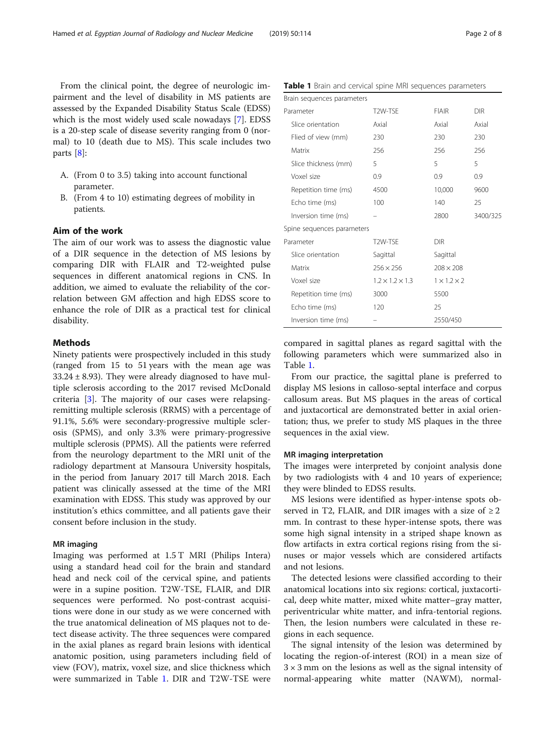From the clinical point, the degree of neurologic impairment and the level of disability in MS patients are assessed by the Expanded Disability Status Scale (EDSS) which is the most widely used scale nowadays [7]. EDSS is a 20-step scale of disease severity ranging from 0 (normal) to 10 (death due to MS). This scale includes two parts [8]:

A. (From 0 to 3.5) taking into account functional parameter.
B. (From 4 to 10) estimating degrees of mobility in patients.

## Aim of the work

The aim of our work was to assess the diagnostic value of a DIR sequence in the detection of MS lesions by comparing DIR with FLAIR and T2-weighted pulse sequences in different anatomical regions in CNS. In addition, we aimed to evaluate the reliability of the correlation between GM affection and high EDSS score to enhance the role of DIR as a practical test for clinical disability.

## Methods

Ninety patients were prospectively included in this study (ranged from 15 to 51 years with the mean age was $33.24 \pm 8.93$). They were already diagnosed to have multiple sclerosis according to the 2017 revised McDonald criteria [3]. The majority of our cases were relapsing-remitting multiple sclerosis (RRMS) with a percentage of 91.1%, 5.6% were secondary-progressive multiple sclerosis (SPMS), and only 3.3% were primary-progressive multiple sclerosis (PPMS). All the patients were referred from the neurology department to the MRI unit of the radiology department at Mansoura University hospitals, in the period from January 2017 till March 2018. Each patient was clinically assessed at the time of the MRI examination with EDSS. This study was approved by our institution's ethics committee, and all patients gave their consent before inclusion in the study.

### MR imaging

Imaging was performed at 1.5 T MRI (Philips Intera) using a standard head coil for the brain and standard head and neck coil of the cervical spine, and patients were in a supine position. T2W-TSE, FLAIR, and DIR sequences were performed. No post-contrast acquisitions were done in our study as we were concerned with the true anatomical delineation of MS plaques not to detect disease activity. The three sequences were compared in the axial planes as regard brain lesions with identical anatomic position, using parameters including field of view (FOV), matrix, voxel size, and slice thickness which were summarized in Table 1. DIR and T2W-TSE were compared in sagittal planes as regard sagittal with the following parameters which were summarized also in Table 1.

**Table 1** Brain and cervical spine MRI sequences parameters

| Brain sequences parameters | | | |
|---|---|---|---|
| Parameter | T2W-TSE | FlAIR | DIR |
| Slice orientation | Axial | Axial | Axial |
| Flied of view (mm) | 230 | 230 | 230 |
| Matrix | 256 | 256 | 256 |
| Slice thickness (mm) | 5 | 5 | 5 |
| Voxel size | 0.9 | 0.9 | 0.9 |
| Repetition time (ms) | 4500 | 10,000 | 9600 |
| Echo time (ms) | 100 | 140 | 25 |
| Inversion time (ms) | – | 2800 | 3400/325 |
| **Spine sequences parameters** | | | |
| Parameter | T2W-TSE | DIR | |
| Slice orientation | Sagittal | Sagittal | |
| Matrix | 256 × 256 | 208 × 208 | |
| Voxel size | 1.2 × 1.2 × 1.3 | 1 × 1.2 × 2 | |
| Repetition time (ms) | 3000 | 5500 | |
| Echo time (ms) | 120 | 25 | |
| Inversion time (ms) | – | 2550/450 | |

From our practice, the sagittal plane is preferred to display MS lesions in calloso-septal interface and corpus callosum areas. But MS plaques in the areas of cortical and juxtacortical are demonstrated better in axial orientation; thus, we prefer to study MS plaques in the three sequences in the axial view.

### MR imaging interpretation

The images were interpreted by conjoint analysis done by two radiologists with 4 and 10 years of experience; they were blinded to EDSS results.

MS lesions were identified as hyper-intense spots observed in T2, FLAIR, and DIR images with a size of ≥ 2 mm. In contrast to these hyper-intense spots, there was some high signal intensity in a striped shape known as flow artifacts in extra cortical regions rising from the sinuses or major vessels which are considered artifacts and not lesions.

The detected lesions were classified according to their anatomical locations into six regions: cortical, juxtacortical, deep white matter, mixed white matter–gray matter, periventricular white matter, and infra-tentorial regions. Then, the lesion numbers were calculated in these regions in each sequence.

The signal intensity of the lesion was determined by locating the region-of-interest (ROI) in a mean size of 3 × 3 mm on the lesions as well as the signal intensity of normal-appearing white matter (NAWM), normal-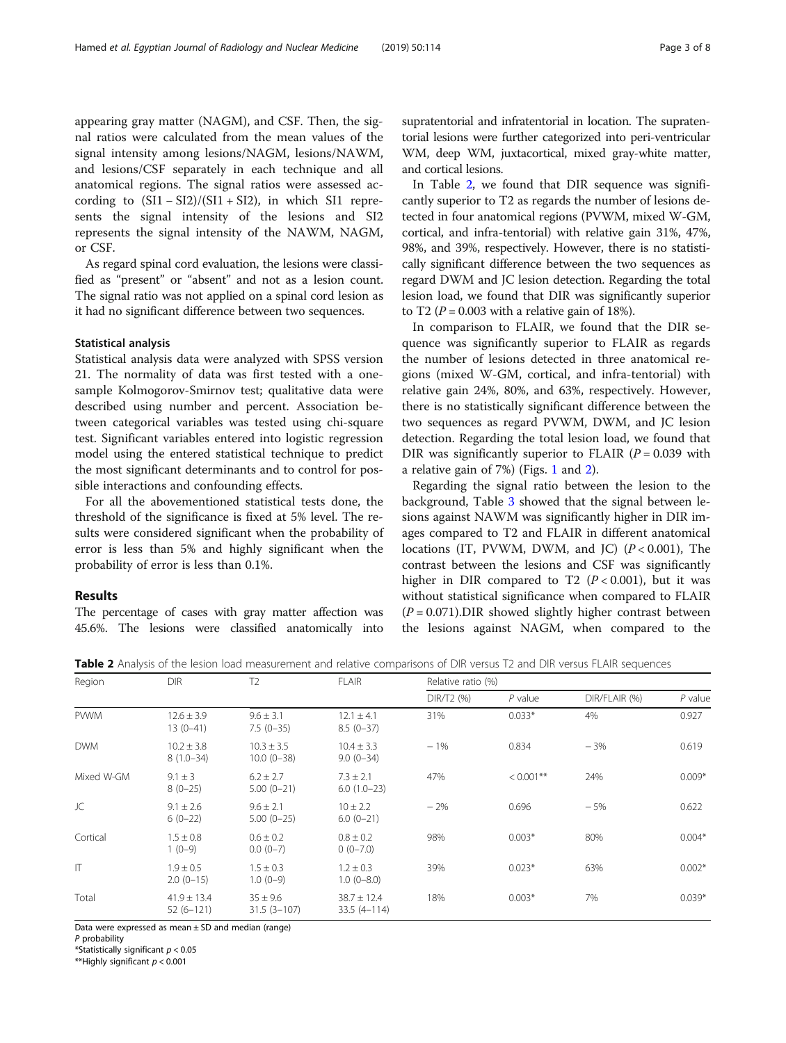appearing gray matter (NAGM), and CSF. Then, the signal ratios were calculated from the mean values of the signal intensity among lesions/NAGM, lesions/NAWM, and lesions/CSF separately in each technique and all anatomical regions. The signal ratios were assessed according to $(SI1 - SI2)/(SI1 + SI2)$, in which SI1 represents the signal intensity of the lesions and SI2 represents the signal intensity of the NAWM, NAGM, or CSF.

As regard spinal cord evaluation, the lesions were classified as "present" or "absent" and not as a lesion count. The signal ratio was not applied on a spinal cord lesion as it had no significant difference between two sequences.

### Statistical analysis

Statistical analysis data were analyzed with SPSS version 21. The normality of data was first tested with a one-sample Kolmogorov-Smirnov test; qualitative data were described using number and percent. Association between categorical variables was tested using chi-square test. Significant variables entered into logistic regression model using the entered statistical technique to predict the most significant determinants and to control for possible interactions and confounding effects.

For all the abovementioned statistical tests done, the threshold of the significance is fixed at 5% level. The results were considered significant when the probability of error is less than 5% and highly significant when the probability of error is less than 0.1%.

## Results

The percentage of cases with gray matter affection was 45.6%. The lesions were classified anatomically into supratentorial and infratentorial in location. The supratentorial lesions were further categorized into peri-ventricular WM, deep WM, juxtacortical, mixed gray-white matter, and cortical lesions.

In Table 2, we found that DIR sequence was significantly superior to T2 as regards the number of lesions detected in four anatomical regions (PVWM, mixed W-GM, cortical, and infra-tentorial) with relative gain 31%, 47%, 98%, and 39%, respectively. However, there is no statistically significant difference between the two sequences as regard DWM and JC lesion detection. Regarding the total lesion load, we found that DIR was significantly superior to T2 ($P = 0.003$ with a relative gain of 18%).

In comparison to FLAIR, we found that the DIR sequence was significantly superior to FLAIR as regards the number of lesions detected in three anatomical regions (mixed W-GM, cortical, and infra-tentorial) with relative gain 24%, 80%, and 63%, respectively. However, there is no statistically significant difference between the two sequences as regard PVWM, DWM, and JC lesion detection. Regarding the total lesion load, we found that DIR was significantly superior to FLAIR ($P = 0.039$ with a relative gain of 7%) (Figs. 1 and 2).

Regarding the signal ratio between the lesion to the background, Table 3 showed that the signal between lesions against NAWM was significantly higher in DIR images compared to T2 and FLAIR in different anatomical locations (IT, PVWM, DWM, and JC) ($P < 0.001$), The contrast between the lesions and CSF was significantly higher in DIR compared to T2 ($P < 0.001$), but it was without statistical significance when compared to FLAIR ($P = 0.071$).DIR showed slightly higher contrast between the lesions against NAGM, when compared to the

**Table 2** Analysis of the lesion load measurement and relative comparisons of DIR versus T2 and DIR versus FLAIR sequences

| Region | DIR | T2 | FLAIR | Relative ratio (%) | | | |
|---|---|---|---|---|---|---|---|
| | | | | DIR/T2 (%) | *P* value | DIR/FLAIR (%) | *P* value |
| PVWM | 12.6 ± 3.9<br>13 (0–41) | 9.6 ± 3.1<br>7.5 (0–35) | 12.1 ± 4.1<br>8.5 (0–37) | 31% | 0.033* | 4% | 0.927 |
| DWM | 10.2 ± 3.8<br>8 (1.0–34) | 10.3 ± 3.5<br>10.0 (0–38) | 10.4 ± 3.3<br>9.0 (0–34) | − 1% | 0.834 | − 3% | 0.619 |
| Mixed W-GM | 9.1 ± 3<br>8 (0–25) | 6.2 ± 2.7<br>5.00 (0–21) | 7.3 ± 2.1<br>6.0 (1.0–23) | 47% | < 0.001** | 24% | 0.009* |
| JC | 9.1 ± 2.6<br>6 (0–22) | 9.6 ± 2.1<br>5.00 (0–25) | 10 ± 2.2<br>6.0 (0–21) | − 2% | 0.696 | − 5% | 0.622 |
| Cortical | 1.5 ± 0.8<br>1 (0–9) | 0.6 ± 0.2<br>0.0 (0–7) | 0.8 ± 0.2<br>0 (0–7.0) | 98% | 0.003* | 80% | 0.004* |
| IT | 1.9 ± 0.5<br>2.0 (0–15) | 1.5 ± 0.3<br>1.0 (0–9) | 1.2 ± 0.3<br>1.0 (0–8.0) | 39% | 0.023* | 63% | 0.002* |
| Total | 41.9 ± 13.4<br>52 (6–121) | 35 ± 9.6<br>31.5 (3–107) | 38.7 ± 12.4<br>33.5 (4–114) | 18% | 0.003* | 7% | 0.039* |

Data were expressed as mean ± SD and median (range)
*P* probability
*Statistically significant $p < 0.05$
**Highly significant $p < 0.001$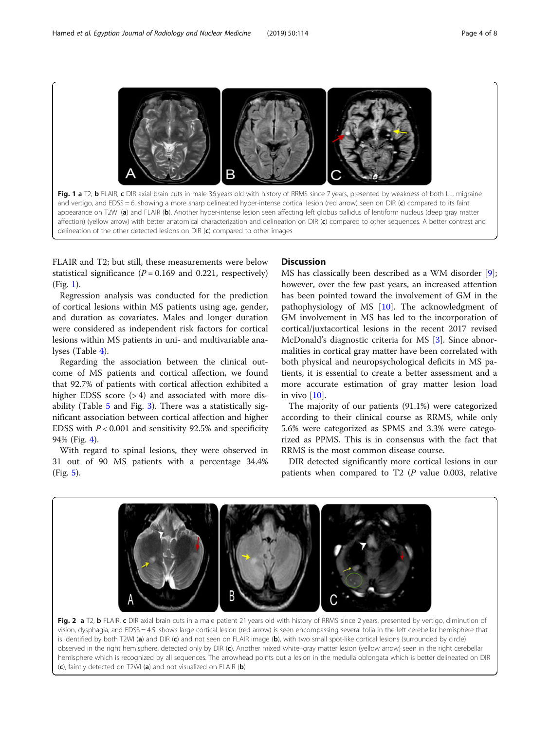**Fig. 1** **a** T2, **b** FLAIR, **c** DIR axial brain cuts in male 36 years old with history of RRMS since 7 years, presented by weakness of both LL, migraine and vertigo, and EDSS = 6, showing a more sharp delineated hyper-intense cortical lesion (red arrow) seen on DIR (**c**) compared to its faint appearance on T2WI (**a**) and FLAIR (**b**). Another hyper-intense lesion seen affecting left globus pallidus of lentiform nucleus (deep gray matter affection) (yellow arrow) with better anatomical characterization and delineation on DIR (**c**) compared to other sequences. A better contrast and delineation of the other detected lesions on DIR (**c**) compared to other images

FLAIR and T2; but still, these measurements were below statistical significance ($P = 0.169$ and 0.221, respectively) (Fig. 1).

Regression analysis was conducted for the prediction of cortical lesions within MS patients using age, gender, and duration as covariates. Males and longer duration were considered as independent risk factors for cortical lesions within MS patients in uni- and multivariable analyses (Table 4).

Regarding the association between the clinical outcome of MS patients and cortical affection, we found that 92.7% of patients with cortical affection exhibited a higher EDSS score (> 4) and associated with more disability (Table 5 and Fig. 3). There was a statistically significant association between cortical affection and higher EDSS with $P < 0.001$ and sensitivity 92.5% and specificity 94% (Fig. 4).

With regard to spinal lesions, they were observed in 31 out of 90 MS patients with a percentage 34.4% (Fig. 5).

## Discussion

MS has classically been described as a WM disorder [9]; however, over the few past years, an increased attention has been pointed toward the involvement of GM in the pathophysiology of MS [10]. The acknowledgment of GM involvement in MS has led to the incorporation of cortical/juxtacortical lesions in the recent 2017 revised McDonald's diagnostic criteria for MS [3]. Since abnormalities in cortical gray matter have been correlated with both physical and neuropsychological deficits in MS patients, it is essential to create a better assessment and a more accurate estimation of gray matter lesion load in vivo [10].

The majority of our patients (91.1%) were categorized according to their clinical course as RRMS, while only 5.6% were categorized as SPMS and 3.3% were categorized as PPMS. This is in consensus with the fact that RRMS is the most common disease course.

DIR detected significantly more cortical lesions in our patients when compared to T2 (P value 0.003, relative

**Fig. 2** **a** T2, **b** FLAIR, **c** DIR axial brain cuts in a male patient 21 years old with history of RRMS since 2 years, presented by vertigo, diminution of vision, dysphagia, and EDSS = 4.5, shows large cortical lesion (red arrow) is seen encompassing several folia in the left cerebellar hemisphere that is identified by both T2WI (**a**) and DIR (**c**) and not seen on FLAIR image (**b**), with two small spot-like cortical lesions (surrounded by circle) observed in the right hemisphere, detected only by DIR (**c**). Another mixed white–gray matter lesion (yellow arrow) seen in the right cerebellar hemisphere which is recognized by all sequences. The arrowhead points out a lesion in the medulla oblongata which is better delineated on DIR (**c**), faintly detected on T2WI (**a**) and not visualized on FLAIR (**b**)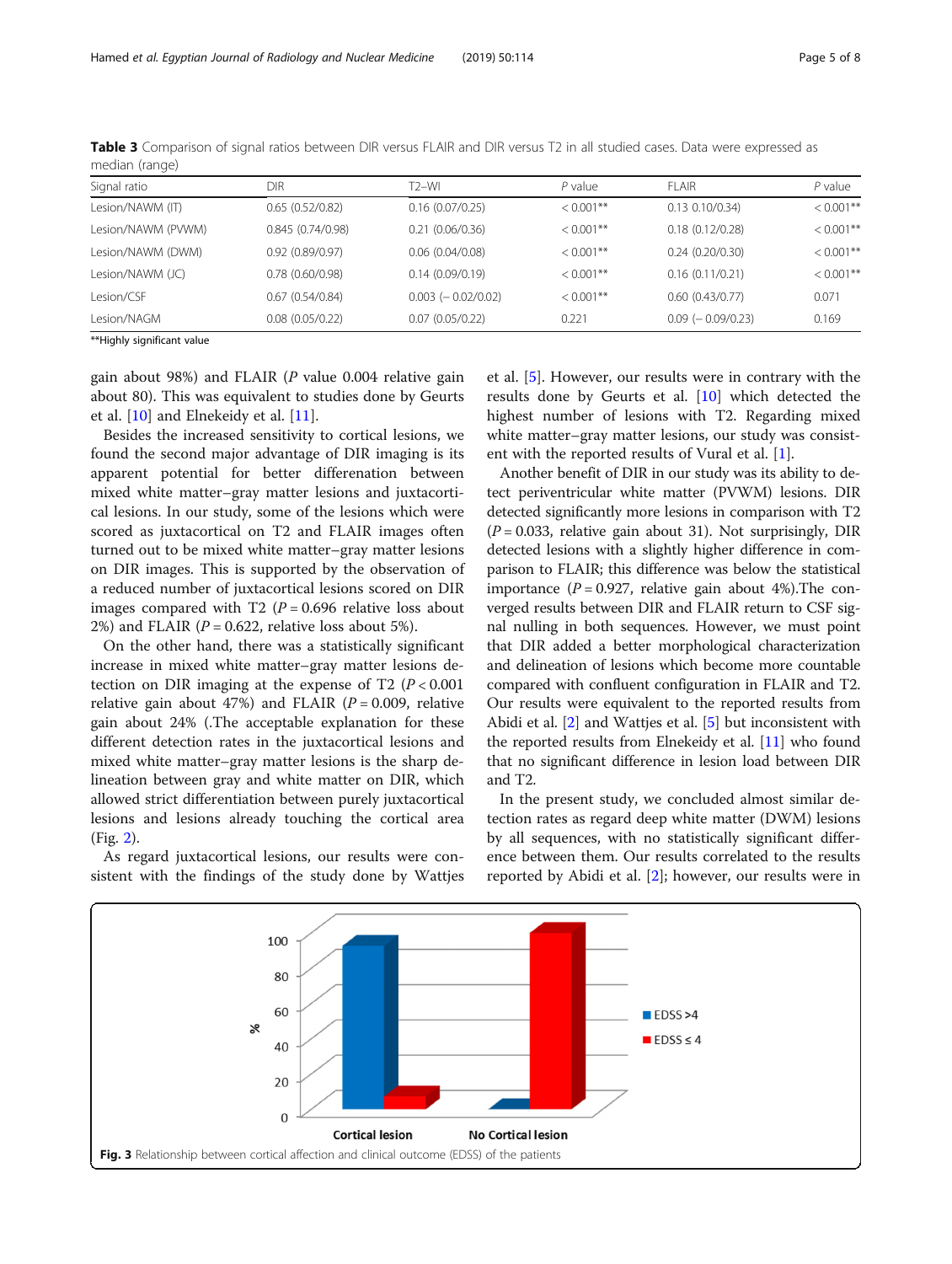**Table 3** Comparison of signal ratios between DIR versus FLAIR and DIR versus T2 in all studied cases. Data were expressed as median (range)

| Signal ratio | DIR | T2–WI | P value | FLAIR | P value |
|---|---|---|---|---|---|
| Lesion/NAWM (IT) | 0.65 (0.52/0.82) | 0.16 (0.07/0.25) | < 0.001** | 0.13 0.10/0.34) | < 0.001** |
| Lesion/NAWM (PVWM) | 0.845 (0.74/0.98) | 0.21 (0.06/0.36) | < 0.001** | 0.18 (0.12/0.28) | < 0.001** |
| Lesion/NAWM (DWM) | 0.92 (0.89/0.97) | 0.06 (0.04/0.08) | < 0.001** | 0.24 (0.20/0.30) | < 0.001** |
| Lesion/NAWM (JC) | 0.78 (0.60/0.98) | 0.14 (0.09/0.19) | < 0.001** | 0.16 (0.11/0.21) | < 0.001** |
| Lesion/CSF | 0.67 (0.54/0.84) | 0.003 (− 0.02/0.02) | < 0.001** | 0.60 (0.43/0.77) | 0.071 |
| Lesion/NAGM | 0.08 (0.05/0.22) | 0.07 (0.05/0.22) | 0.221 | 0.09 (− 0.09/0.23) | 0.169 |

**Highly significant value

gain about 98%) and FLAIR (*P* value 0.004 relative gain about 80). This was equivalent to studies done by Geurts et al. [10] and Elnekeidy et al. [11].

Besides the increased sensitivity to cortical lesions, we found the second major advantage of DIR imaging is its apparent potential for better differenation between mixed white matter–gray matter lesions and juxtacortical lesions. In our study, some of the lesions which were scored as juxtacortical on T2 and FLAIR images often turned out to be mixed white matter–gray matter lesions on DIR images. This is supported by the observation of a reduced number of juxtacortical lesions scored on DIR images compared with T2 ($P = 0.696$ relative loss about 2%) and FLAIR ($P = 0.622$, relative loss about 5%).

On the other hand, there was a statistically significant increase in mixed white matter–gray matter lesions detection on DIR imaging at the expense of T2 ($P < 0.001$ relative gain about 47%) and FLAIR ($P = 0.009$, relative gain about 24% (.The acceptable explanation for these different detection rates in the juxtacortical lesions and mixed white matter–gray matter lesions is the sharp delineation between gray and white matter on DIR, which allowed strict differentiation between purely juxtacortical lesions and lesions already touching the cortical area (Fig. 2).

As regard juxtacortical lesions, our results were consistent with the findings of the study done by Wattjes et al. [5]. However, our results were in contrary with the results done by Geurts et al. [10] which detected the highest number of lesions with T2. Regarding mixed white matter–gray matter lesions, our study was consistent with the reported results of Vural et al. [1].

Another benefit of DIR in our study was its ability to detect periventricular white matter (PVWM) lesions. DIR detected significantly more lesions in comparison with T2 ($P = 0.033$, relative gain about 31). Not surprisingly, DIR detected lesions with a slightly higher difference in comparison to FLAIR; this difference was below the statistical importance ($P = 0.927$, relative gain about 4%).The converged results between DIR and FLAIR return to CSF signal nulling in both sequences. However, we must point that DIR added a better morphological characterization and delineation of lesions which become more countable compared with confluent configuration in FLAIR and T2. Our results were equivalent to the reported results from Abidi et al. [2] and Wattjes et al. [5] but inconsistent with the reported results from Elnekeidy et al. [11] who found that no significant difference in lesion load between DIR and T2.

In the present study, we concluded almost similar detection rates as regard deep white matter (DWM) lesions by all sequences, with no statistically significant difference between them. Our results correlated to the results reported by Abidi et al. [2]; however, our results were in

**Fig. 3** Relationship between cortical affection and clinical outcome (EDSS) of the patients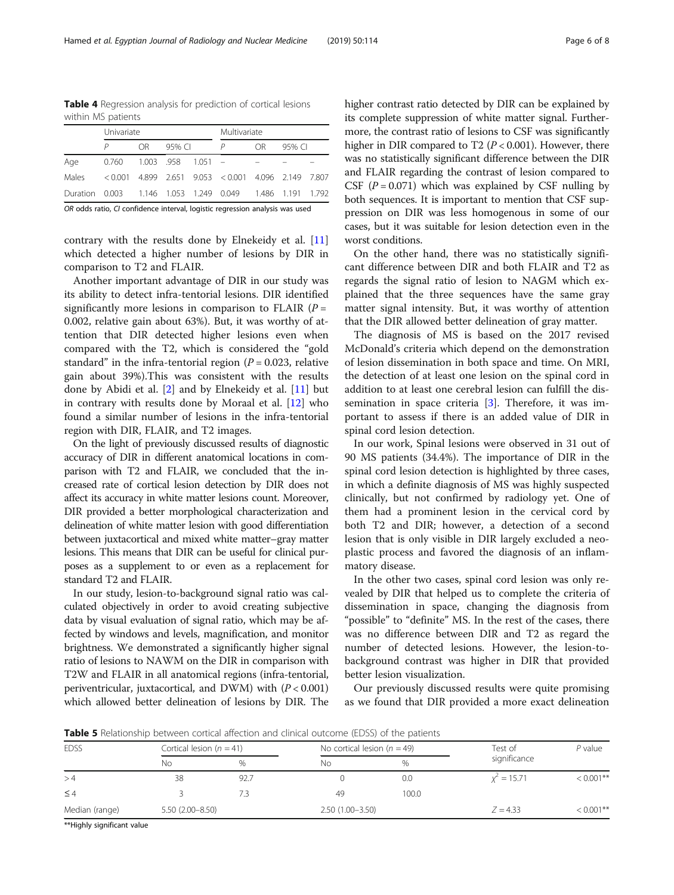**Table 4** Regression analysis for prediction of cortical lesions within MS patients

| | Univariate | | | | Multivariate | | | |
|---|---|---|---|---|---|---|---|---|
| | P | OR | 95% CI | | P | OR | 95% CI | |
| Age | 0.760 | 1.003 | .958 | 1.051 | – | – | – | – |
| Males | < 0.001 | 4.899 | 2.651 | 9.053 | < 0.001 | 4.096 | 2.149 | 7.807 |
| Duration | 0.003 | 1.146 | 1.053 | 1.249 | 0.049 | 1.486 | 1.191 | 1.792 |

*OR* odds ratio, *CI* confidence interval, logistic regression analysis was used

contrary with the results done by Elnekeidy et al. [11] which detected a higher number of lesions by DIR in comparison to T2 and FLAIR.

Another important advantage of DIR in our study was its ability to detect infra-tentorial lesions. DIR identified significantly more lesions in comparison to FLAIR ($P = 0.002$, relative gain about 63%). But, it was worthy of attention that DIR detected higher lesions even when compared with the T2, which is considered the "gold standard" in the infra-tentorial region ($P = 0.023$, relative gain about 39%).This was consistent with the results done by Abidi et al. [2] and by Elnekeidy et al. [11] but in contrary with results done by Moraal et al. [12] who found a similar number of lesions in the infra-tentorial region with DIR, FLAIR, and T2 images.

On the light of previously discussed results of diagnostic accuracy of DIR in different anatomical locations in comparison with T2 and FLAIR, we concluded that the increased rate of cortical lesion detection by DIR does not affect its accuracy in white matter lesions count. Moreover, DIR provided a better morphological characterization and delineation of white matter lesion with good differentiation between juxtacortical and mixed white matter–gray matter lesions. This means that DIR can be useful for clinical purposes as a supplement to or even as a replacement for standard T2 and FLAIR.

In our study, lesion-to-background signal ratio was calculated objectively in order to avoid creating subjective data by visual evaluation of signal ratio, which may be affected by windows and levels, magnification, and monitor brightness. We demonstrated a significantly higher signal ratio of lesions to NAWM on the DIR in comparison with T2W and FLAIR in all anatomical regions (infra-tentorial, periventricular, juxtacortical, and DWM) with ($P < 0.001$) which allowed better delineation of lesions by DIR. The higher contrast ratio detected by DIR can be explained by its complete suppression of white matter signal. Furthermore, the contrast ratio of lesions to CSF was significantly higher in DIR compared to T2 ($P < 0.001$). However, there was no statistically significant difference between the DIR and FLAIR regarding the contrast of lesion compared to CSF ($P = 0.071$) which was explained by CSF nulling by both sequences. It is important to mention that CSF suppression on DIR was less homogenous in some of our cases, but it was suitable for lesion detection even in the worst conditions.

On the other hand, there was no statistically significant difference between DIR and both FLAIR and T2 as regards the signal ratio of lesion to NAGM which explained that the three sequences have the same gray matter signal intensity. But, it was worthy of attention that the DIR allowed better delineation of gray matter.

The diagnosis of MS is based on the 2017 revised McDonald's criteria which depend on the demonstration of lesion dissemination in both space and time. On MRI, the detection of at least one lesion on the spinal cord in addition to at least one cerebral lesion can fulfill the dissemination in space criteria [3]. Therefore, it was important to assess if there is an added value of DIR in spinal cord lesion detection.

In our work, Spinal lesions were observed in 31 out of 90 MS patients (34.4%). The importance of DIR in the spinal cord lesion detection is highlighted by three cases, in which a definite diagnosis of MS was highly suspected clinically, but not confirmed by radiology yet. One of them had a prominent lesion in the cervical cord by both T2 and DIR; however, a detection of a second lesion that is only visible in DIR largely excluded a neoplastic process and favored the diagnosis of an inflammatory disease.

In the other two cases, spinal cord lesion was only revealed by DIR that helped us to complete the criteria of dissemination in space, changing the diagnosis from "possible" to "definite" MS. In the rest of the cases, there was no difference between DIR and T2 as regard the number of detected lesions. However, the lesion-to-background contrast was higher in DIR that provided better lesion visualization.

Our previously discussed results were quite promising as we found that DIR provided a more exact delineation

**Table 5** Relationship between cortical affection and clinical outcome (EDSS) of the patients

| EDSS | Cortical lesion ($n = 41$) | | No cortical lesion ($n = 49$) | | Test of significance | P value |
|---|---|---|---|---|---|---|
| | No | % | No | % | | |
| > 4 | 38 | 92.7 | 0 | 0.0 | $\chi^2 = 15.71$ | < 0.001** |
| ≤ 4 | 3 | 7.3 | 49 | 100.0 | | |
| Median (range) | 5.50 (2.00–8.50) | | 2.50 (1.00–3.50) | | $Z = 4.33$ | < 0.001** |

**Highly significant value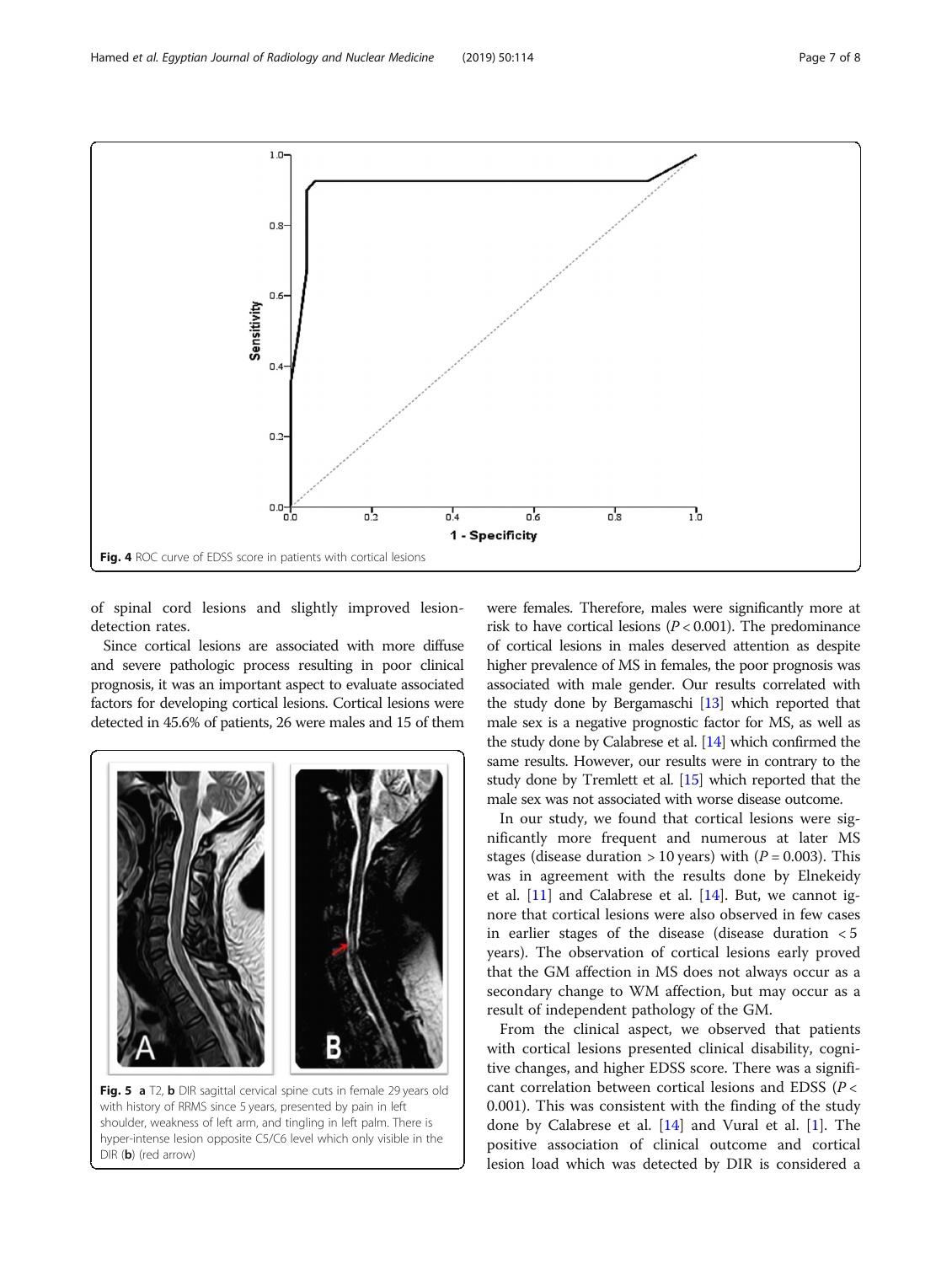Fig. 4 ROC curve of EDSS score in patients with cortical lesions

of spinal cord lesions and slightly improved lesion-detection rates.

Since cortical lesions are associated with more diffuse and severe pathologic process resulting in poor clinical prognosis, it was an important aspect to evaluate associated factors for developing cortical lesions. Cortical lesions were detected in 45.6% of patients, 26 were males and 15 of them were females. Therefore, males were significantly more at risk to have cortical lesions ($P < 0.001$). The predominance of cortical lesions in males deserved attention as despite higher prevalence of MS in females, the poor prognosis was associated with male gender. Our results correlated with the study done by Bergamaschi [13] which reported that male sex is a negative prognostic factor for MS, as well as the study done by Calabrese et al. [14] which confirmed the same results. However, our results were in contrary to the study done by Tremlett et al. [15] which reported that the male sex was not associated with worse disease outcome.

In our study, we found that cortical lesions were significantly more frequent and numerous at later MS stages (disease duration > 10 years) with ($P = 0.003$). This was in agreement with the results done by Elnekeidy et al. [11] and Calabrese et al. [14]. But, we cannot ignore that cortical lesions were also observed in few cases in earlier stages of the disease (disease duration < 5 years). The observation of cortical lesions early proved that the GM affection in MS does not always occur as a secondary change to WM affection, but may occur as a result of independent pathology of the GM.

From the clinical aspect, we observed that patients with cortical lesions presented clinical disability, cognitive changes, and higher EDSS score. There was a significant correlation between cortical lesions and EDSS ($P < 0.001$). This was consistent with the finding of the study done by Calabrese et al. [14] and Vural et al. [1]. The positive association of clinical outcome and cortical lesion load which was detected by DIR is considered a

Fig. 5 **a** T2, **b** DIR sagittal cervical spine cuts in female 29 years old with history of RRMS since 5 years, presented by pain in left shoulder, weakness of left arm, and tingling in left palm. There is hyper-intense lesion opposite C5/C6 level which only visible in the DIR (**b**) (red arrow)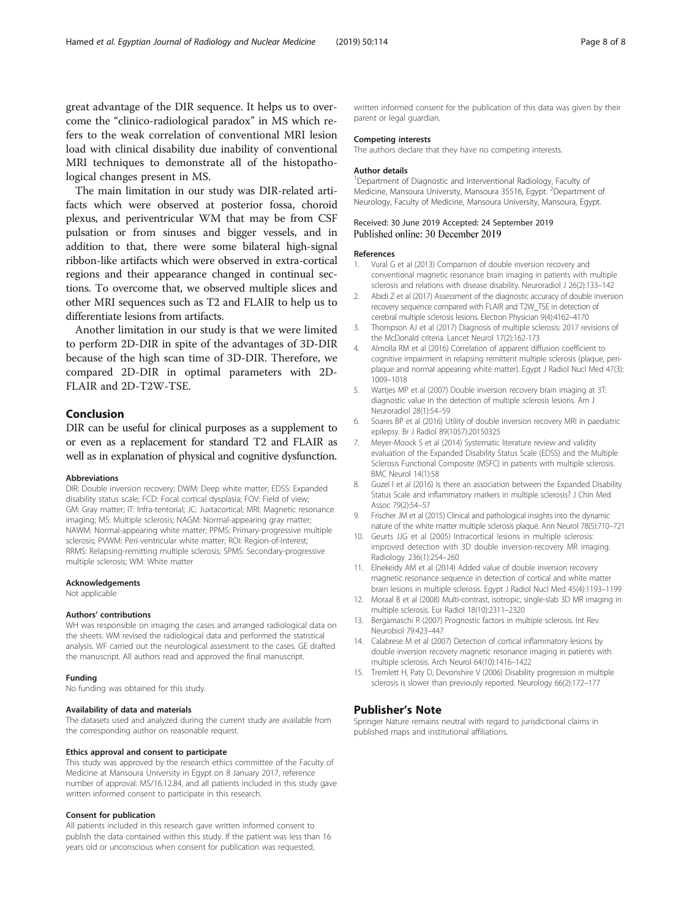great advantage of the DIR sequence. It helps us to overcome the "clinico-radiological paradox" in MS which refers to the weak correlation of conventional MRI lesion load with clinical disability due inability of conventional MRI techniques to demonstrate all of the histopathological changes present in MS.

The main limitation in our study was DIR-related artifacts which were observed at posterior fossa, choroid plexus, and periventricular WM that may be from CSF pulsation or from sinuses and bigger vessels, and in addition to that, there were some bilateral high-signal ribbon-like artifacts which were observed in extra-cortical regions and their appearance changed in continual sections. To overcome that, we observed multiple slices and other MRI sequences such as T2 and FLAIR to help us to differentiate lesions from artifacts.

Another limitation in our study is that we were limited to perform 2D-DIR in spite of the advantages of 3D-DIR because of the high scan time of 3D-DIR. Therefore, we compared 2D-DIR in optimal parameters with 2D-FLAIR and 2D-T2W-TSE.

## Conclusion

DIR can be useful for clinical purposes as a supplement to or even as a replacement for standard T2 and FLAIR as well as in explanation of physical and cognitive dysfunction.

#### Abbreviations

DIR: Double inversion recovery; DWM: Deep white matter; EDSS: Expanded disability status scale; FCD: Focal cortical dysplasia; FOV: Field of view; GM: Gray matter; IT: Infra-tentorial; JC: Juxtacortical; MRI: Magnetic resonance imaging; MS: Multiple sclerosis; NAGM: Normal-appearing gray matter; NAWM: Normal-appearing white matter; PPMS: Primary-progressive multiple sclerosis; PVWM: Peri-ventricular white matter; ROI: Region-of-interest; RRMS: Relapsing-remitting multiple sclerosis; SPMS: Secondary-progressive multiple sclerosis; WM: White matter

#### Acknowledgements

Not applicable

#### Authors' contributions

WH was responsible on imaging the cases and arranged radiological data on the sheets. WM revised the radiological data and performed the statistical analysis. WF carried out the neurological assessment to the cases. GE drafted the manuscript. All authors read and approved the final manuscript.

#### Funding

No funding was obtained for this study.

#### Availability of data and materials

The datasets used and analyzed during the current study are available from the corresponding author on reasonable request.

#### Ethics approval and consent to participate

This study was approved by the research ethics committee of the Faculty of Medicine at Mansoura University in Egypt on 8 January 2017, reference number of approval: MS/16.12.84, and all patients included in this study gave written informed consent to participate in this research.

#### Consent for publication

All patients included in this research gave written informed consent to publish the data contained within this study. If the patient was less than 16 years old or unconscious when consent for publication was requested, written informed consent for the publication of this data was given by their parent or legal guardian.

#### Competing interests

The authors declare that they have no competing interests.

#### Author details

[1]Department of Diagnostic and Interventional Radiology, Faculty of Medicine, Mansoura University, Mansoura 35516, Egypt. [2]Department of Neurology, Faculty of Medicine, Mansoura University, Mansoura, Egypt.

Received: 30 June 2019 Accepted: 24 September 2019
Published online: 30 December 2019

#### References

1. Vural G et al (2013) Comparison of double inversion recovery and conventional magnetic resonance brain imaging in patients with multiple sclerosis and relations with disease disability. Neuroradiol J 26(2):133–142
2. Abidi Z et al (2017) Assessment of the diagnostic accuracy of double inversion recovery sequence compared with FLAIR and T2W_TSE in detection of cerebral multiple sclerosis lesions. Electron Physician 9(4):4162–4170
3. Thompson AJ et al (2017) Diagnosis of multiple sclerosis: 2017 revisions of the McDonald criteria. Lancet Neurol 17(2):162-173
4. Almolla RM et al (2016) Correlation of apparent diffusion coefficient to cognitive impairment in relapsing remittent multiple sclerosis (plaque, peri-plaque and normal appearing white matter). Egypt J Radiol Nucl Med 47(3): 1009–1018
5. Wattjes MP et al (2007) Double inversion recovery brain imaging at 3T: diagnostic value in the detection of multiple sclerosis lesions. Am J Neuroradiol 28(1):54–59
6. Soares BP et al (2016) Utility of double inversion recovery MRI in paediatric epilepsy. Br J Radiol 89(1057):20150325
7. Meyer-Moock S et al (2014) Systematic literature review and validity evaluation of the Expanded Disability Status Scale (EDSS) and the Multiple Sclerosis Functional Composite (MSFC) in patients with multiple sclerosis. BMC Neurol 14(1):58
8. Guzel I et al (2016) Is there an association between the Expanded Disability Status Scale and inflammatory markers in multiple sclerosis? J Chin Med Assoc 79(2):54–57
9. Frischer JM et al (2015) Clinical and pathological insights into the dynamic nature of the white matter multiple sclerosis plaque. Ann Neurol 78(5):710–721
10. Geurts JJG et al (2005) Intracortical lesions in multiple sclerosis: improved detection with 3D double inversion-recovery MR imaging. Radiology 236(1):254–260
11. Elnekeidy AM et al (2014) Added value of double inversion recovery magnetic resonance sequence in detection of cortical and white matter brain lesions in multiple sclerosis. Egypt J Radiol Nucl Med 45(4):1193–1199
12. Moraal B et al (2008) Multi-contrast, isotropic, single-slab 3D MR imaging in multiple sclerosis. Eur Radiol 18(10):2311–2320
13. Bergamaschi R (2007) Prognostic factors in multiple sclerosis. Int Rev Neurobiol 79:423–447
14. Calabrese M et al (2007) Detection of cortical inflammatory lesions by double inversion recovery magnetic resonance imaging in patients with multiple sclerosis. Arch Neurol 64(10):1416–1422
15. Tremlett H, Paty D, Devonshire V (2006) Disability progression in multiple sclerosis is slower than previously reported. Neurology 66(2):172–177

## Publisher's Note

Springer Nature remains neutral with regard to jurisdictional claims in published maps and institutional affiliations.